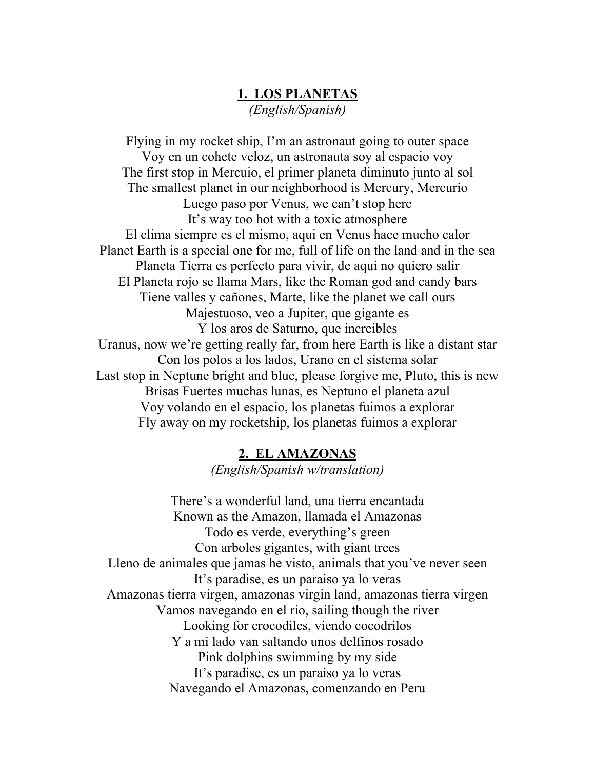## 1. LOS PLANETAS

*(English/Spanish)*

Flying in my rocket ship, I'm an astronaut going to outer space
Voy en un cohete veloz, un astronauta soy al espacio voy
The first stop in Mercuio, el primer planeta diminuto junto al sol
The smallest planet in our neighborhood is Mercury, Mercurio
Luego paso por Venus, we can't stop here
It's way too hot with a toxic atmosphere
El clima siempre es el mismo, aqui en Venus hace mucho calor
Planet Earth is a special one for me, full of life on the land and in the sea
Planeta Tierra es perfecto para vivir, de aqui no quiero salir
El Planeta rojo se llama Mars, like the Roman god and candy bars
Tiene valles y cañones, Marte, like the planet we call ours
Majestuoso, veo a Jupiter, que gigante es
Y los aros de Saturno, que increibles
Uranus, now we're getting really far, from here Earth is like a distant star
Con los polos a los lados, Urano en el sistema solar
Last stop in Neptune bright and blue, please forgive me, Pluto, this is new
Brisas Fuertes muchas lunas, es Neptuno el planeta azul
Voy volando en el espacio, los planetas fuimos a explorar
Fly away on my rocketship, los planetas fuimos a explorar

## 2. EL AMAZONAS

*(English/Spanish w/translation)*

There's a wonderful land, una tierra encantada
Known as the Amazon, llamada el Amazonas
Todo es verde, everything's green
Con arboles gigantes, with giant trees
Lleno de animales que jamas he visto, animals that you've never seen
It's paradise, es un paraiso ya lo veras
Amazonas tierra virgen, amazonas virgin land, amazonas tierra virgen
Vamos navegando en el rio, sailing though the river
Looking for crocodiles, viendo cocodrilos
Y a mi lado van saltando unos delfinos rosado
Pink dolphins swimming by my side
It's paradise, es un paraiso ya lo veras
Navegando el Amazonas, comenzando en Peru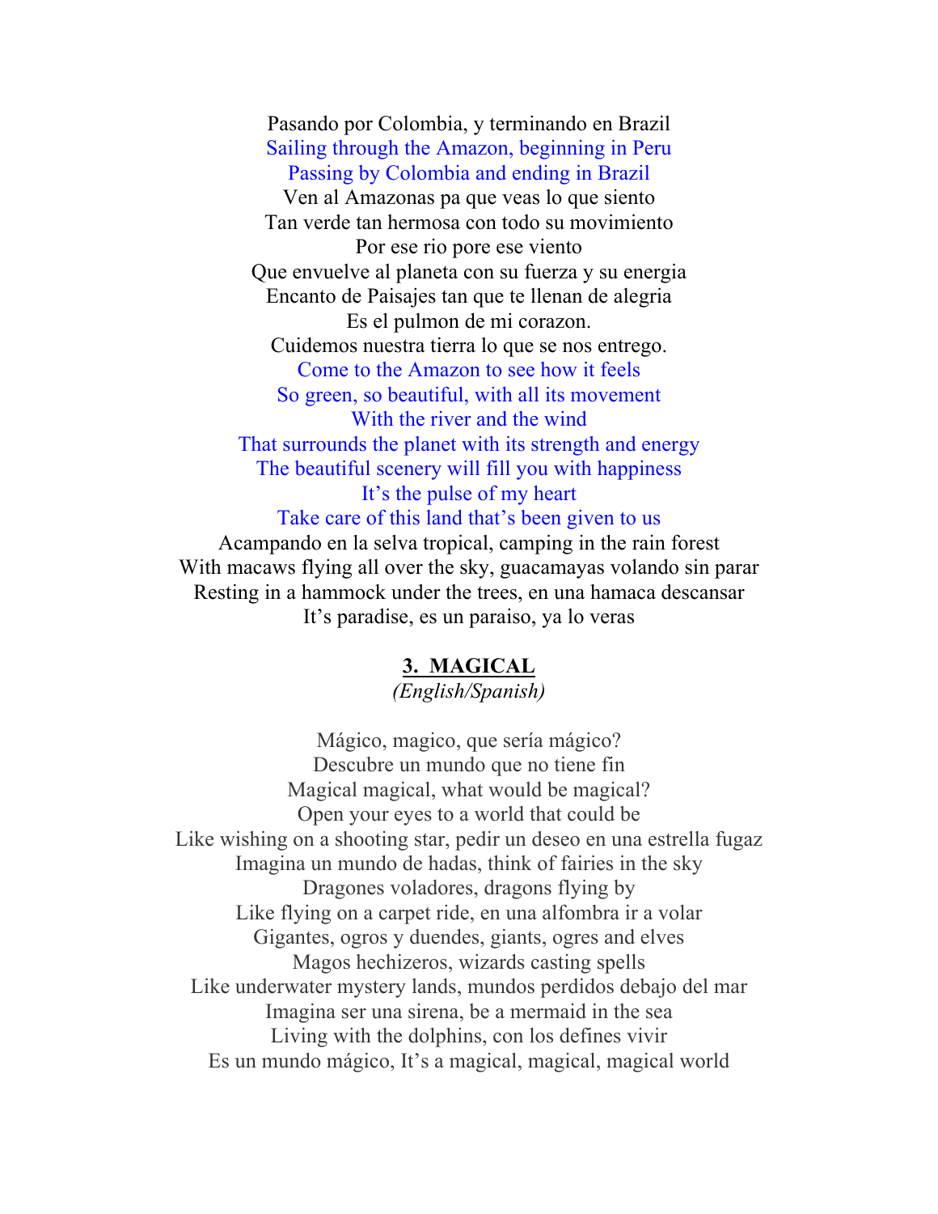Pasando por Colombia, y terminando en Brazil
Sailing through the Amazon, beginning in Peru
Passing by Colombia and ending in Brazil
Ven al Amazonas pa que veas lo que siento
Tan verde tan hermosa con todo su movimiento
Por ese rio pore ese viento
Que envuelve al planeta con su fuerza y su energia
Encanto de Paisajes tan que te llenan de alegria
Es el pulmon de mi corazon.
Cuidemos nuestra tierra lo que se nos entrego.
Come to the Amazon to see how it feels
So green, so beautiful, with all its movement
With the river and the wind
That surrounds the planet with its strength and energy
The beautiful scenery will fill you with happiness
It's the pulse of my heart
Take care of this land that's been given to us
Acampando en la selva tropical, camping in the rain forest
With macaws flying all over the sky, guacamayas volando sin parar
Resting in a hammock under the trees, en una hamaca descansar
It's paradise, es un paraiso, ya lo veras

## 3. MAGICAL

*(English/Spanish)*

Mágico, magico, que sería mágico?
Descubre un mundo que no tiene fin
Magical magical, what would be magical?
Open your eyes to a world that could be
Like wishing on a shooting star, pedir un deseo en una estrella fugaz
Imagina un mundo de hadas, think of fairies in the sky
Dragones voladores, dragons flying by
Like flying on a carpet ride, en una alfombra ir a volar
Gigantes, ogros y duendes, giants, ogres and elves
Magos hechizeros, wizards casting spells
Like underwater mystery lands, mundos perdidos debajo del mar
Imagina ser una sirena, be a mermaid in the sea
Living with the dolphins, con los defines vivir
Es un mundo mágico, It's a magical, magical, magical world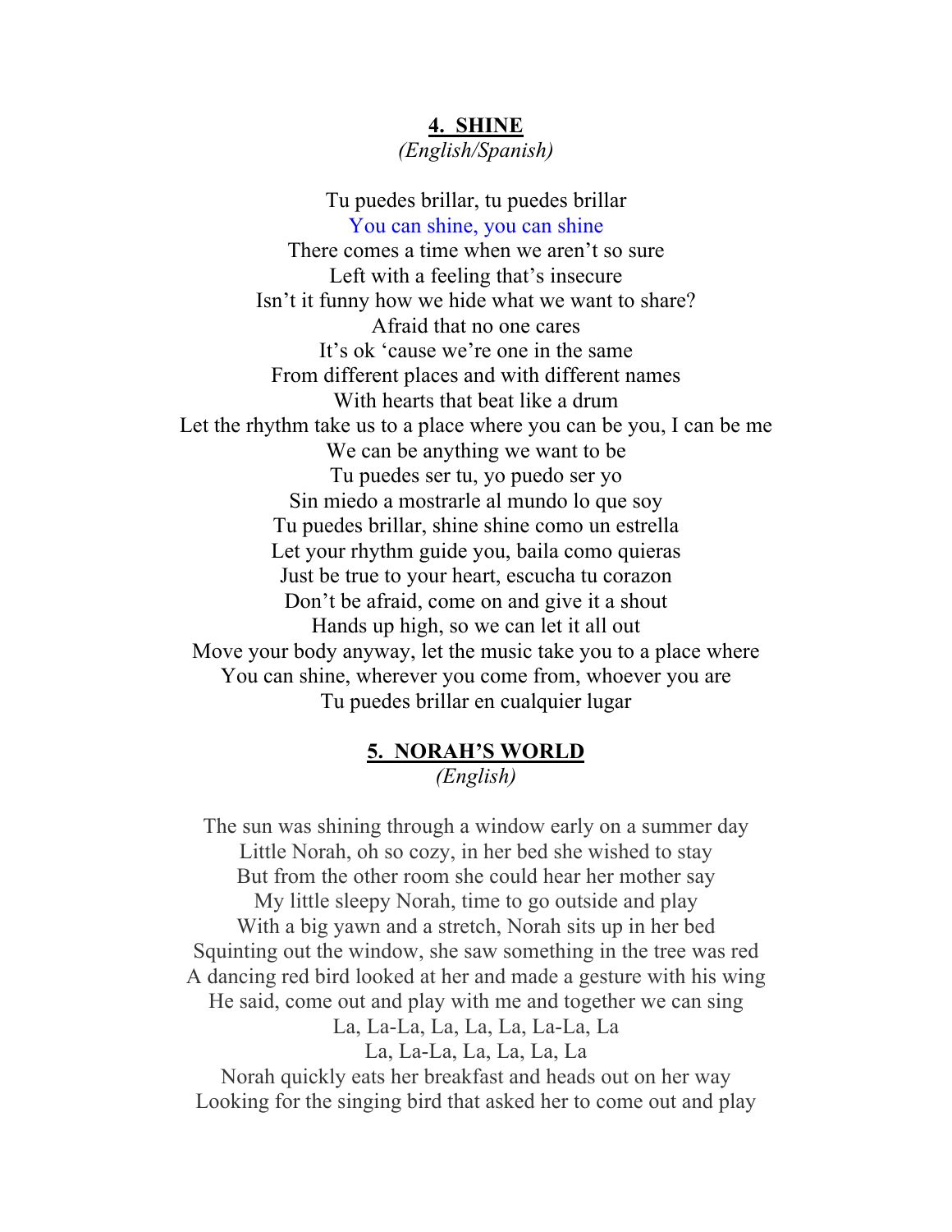## **4. SHINE**

*(English/Spanish)*

Tu puedes brillar, tu puedes brillar
You can shine, you can shine
There comes a time when we aren't so sure
Left with a feeling that's insecure
Isn't it funny how we hide what we want to share?
Afraid that no one cares
It's ok 'cause we're one in the same
From different places and with different names
With hearts that beat like a drum
Let the rhythm take us to a place where you can be you, I can be me
We can be anything we want to be
Tu puedes ser tu, yo puedo ser yo
Sin miedo a mostrarle al mundo lo que soy
Tu puedes brillar, shine shine como un estrella
Let your rhythm guide you, baila como quieras
Just be true to your heart, escucha tu corazon
Don't be afraid, come on and give it a shout
Hands up high, so we can let it all out
Move your body anyway, let the music take you to a place where
You can shine, wherever you come from, whoever you are
Tu puedes brillar en cualquier lugar

## **5. NORAH'S WORLD**

*(English)*

The sun was shining through a window early on a summer day
Little Norah, oh so cozy, in her bed she wished to stay
But from the other room she could hear her mother say
My little sleepy Norah, time to go outside and play
With a big yawn and a stretch, Norah sits up in her bed
Squinting out the window, she saw something in the tree was red
A dancing red bird looked at her and made a gesture with his wing
He said, come out and play with me and together we can sing
La, La-La, La, La, La, La-La, La
La, La-La, La, La, La, La
Norah quickly eats her breakfast and heads out on her way
Looking for the singing bird that asked her to come out and play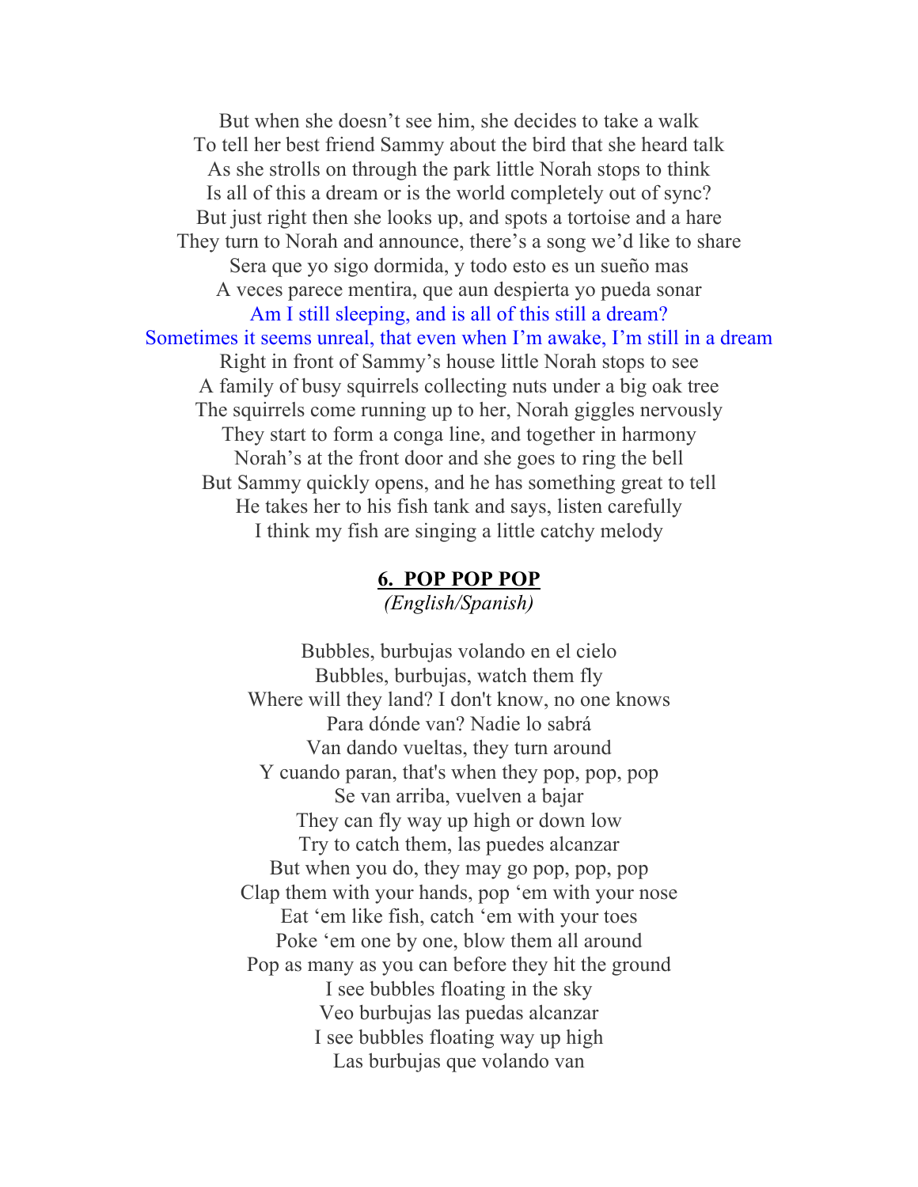But when she doesn't see him, she decides to take a walk
To tell her best friend Sammy about the bird that she heard talk
As she strolls on through the park little Norah stops to think
Is all of this a dream or is the world completely out of sync?
But just right then she looks up, and spots a tortoise and a hare
They turn to Norah and announce, there's a song we'd like to share
Sera que yo sigo dormida, y todo esto es un sueño mas
A veces parece mentira, que aun despierta yo pueda sonar
Am I still sleeping, and is all of this still a dream?
Sometimes it seems unreal, that even when I'm awake, I'm still in a dream
Right in front of Sammy's house little Norah stops to see
A family of busy squirrels collecting nuts under a big oak tree
The squirrels come running up to her, Norah giggles nervously
They start to form a conga line, and together in harmony
Norah's at the front door and she goes to ring the bell
But Sammy quickly opens, and he has something great to tell
He takes her to his fish tank and says, listen carefully
I think my fish are singing a little catchy melody

## 6. POP POP POP

*(English/Spanish)*

Bubbles, burbujas volando en el cielo
Bubbles, burbujas, watch them fly
Where will they land? I don't know, no one knows
Para dónde van? Nadie lo sabrá
Van dando vueltas, they turn around
Y cuando paran, that's when they pop, pop, pop
Se van arriba, vuelven a bajar
They can fly way up high or down low
Try to catch them, las puedes alcanzar
But when you do, they may go pop, pop, pop
Clap them with your hands, pop 'em with your nose
Eat 'em like fish, catch 'em with your toes
Poke 'em one by one, blow them all around
Pop as many as you can before they hit the ground
I see bubbles floating in the sky
Veo burbujas las puedas alcanzar
I see bubbles floating way up high
Las burbujas que volando van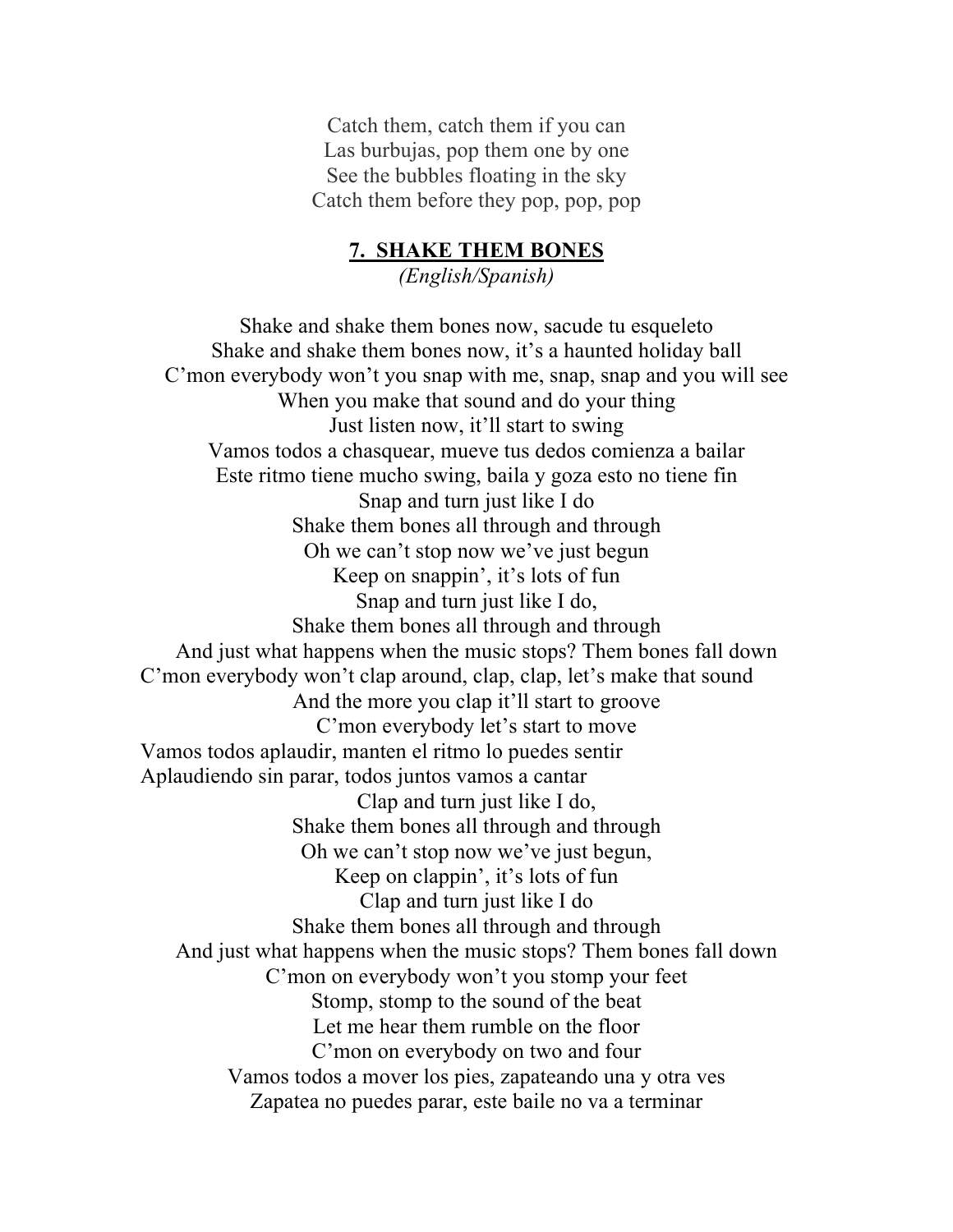Catch them, catch them if you can
Las burbujas, pop them one by one
See the bubbles floating in the sky
Catch them before they pop, pop, pop

## 7. SHAKE THEM BONES

*(English/Spanish)*

Shake and shake them bones now, sacude tu esqueleto
Shake and shake them bones now, it's a haunted holiday ball
C'mon everybody won't you snap with me, snap, snap and you will see
When you make that sound and do your thing
Just listen now, it'll start to swing
Vamos todos a chasquear, mueve tus dedos comienza a bailar
Este ritmo tiene mucho swing, baila y goza esto no tiene fin
Snap and turn just like I do
Shake them bones all through and through
Oh we can't stop now we've just begun
Keep on snappin', it's lots of fun
Snap and turn just like I do,
Shake them bones all through and through
And just what happens when the music stops? Them bones fall down
C'mon everybody won't clap around, clap, clap, let's make that sound
And the more you clap it'll start to groove
C'mon everybody let's start to move
Vamos todos aplaudir, manten el ritmo lo puedes sentir
Aplaudiendo sin parar, todos juntos vamos a cantar
Clap and turn just like I do,
Shake them bones all through and through
Oh we can't stop now we've just begun,
Keep on clappin', it's lots of fun
Clap and turn just like I do
Shake them bones all through and through
And just what happens when the music stops? Them bones fall down
C'mon on everybody won't you stomp your feet
Stomp, stomp to the sound of the beat
Let me hear them rumble on the floor
C'mon on everybody on two and four
Vamos todos a mover los pies, zapateando una y otra ves
Zapatea no puedes parar, este baile no va a terminar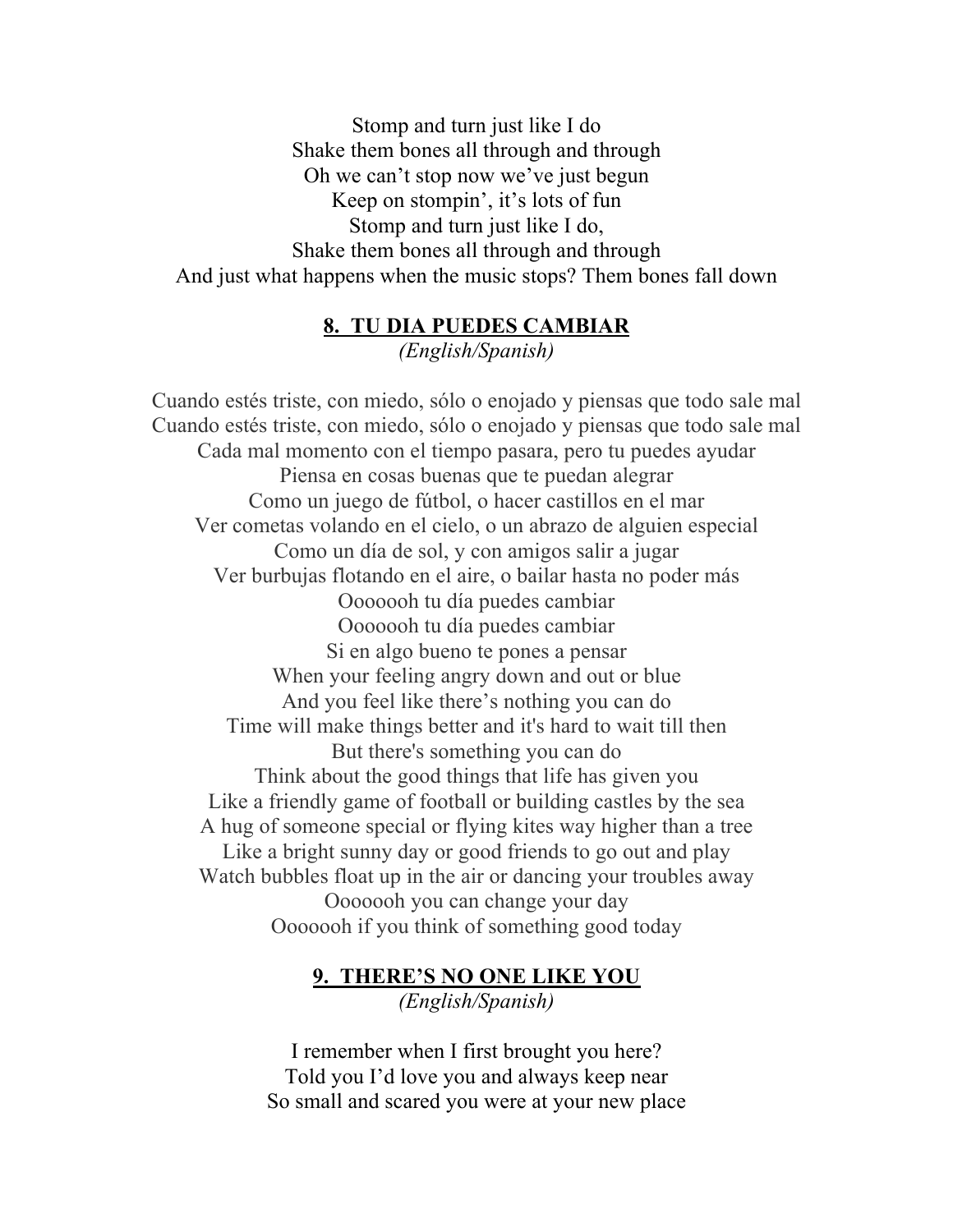Stomp and turn just like I do
Shake them bones all through and through
Oh we can't stop now we've just begun
Keep on stompin', it's lots of fun
Stomp and turn just like I do,
Shake them bones all through and through
And just what happens when the music stops? Them bones fall down

## 8. TU DIA PUEDES CAMBIAR

*(English/Spanish)*

Cuando estés triste, con miedo, sólo o enojado y piensas que todo sale mal
Cuando estés triste, con miedo, sólo o enojado y piensas que todo sale mal
Cada mal momento con el tiempo pasara, pero tu puedes ayudar
Piensa en cosas buenas que te puedan alegrar
Como un juego de fútbol, o hacer castillos en el mar
Ver cometas volando en el cielo, o un abrazo de alguien especial
Como un día de sol, y con amigos salir a jugar
Ver burbujas flotando en el aire, o bailar hasta no poder más
Ooooooh tu día puedes cambiar
Ooooooh tu día puedes cambiar
Si en algo bueno te pones a pensar
When your feeling angry down and out or blue
And you feel like there's nothing you can do
Time will make things better and it's hard to wait till then
But there's something you can do
Think about the good things that life has given you
Like a friendly game of football or building castles by the sea
A hug of someone special or flying kites way higher than a tree
Like a bright sunny day or good friends to go out and play
Watch bubbles float up in the air or dancing your troubles away
Ooooooh you can change your day
Ooooooh if you think of something good today

## 9. THERE'S NO ONE LIKE YOU

*(English/Spanish)*

I remember when I first brought you here?
Told you I'd love you and always keep near
So small and scared you were at your new place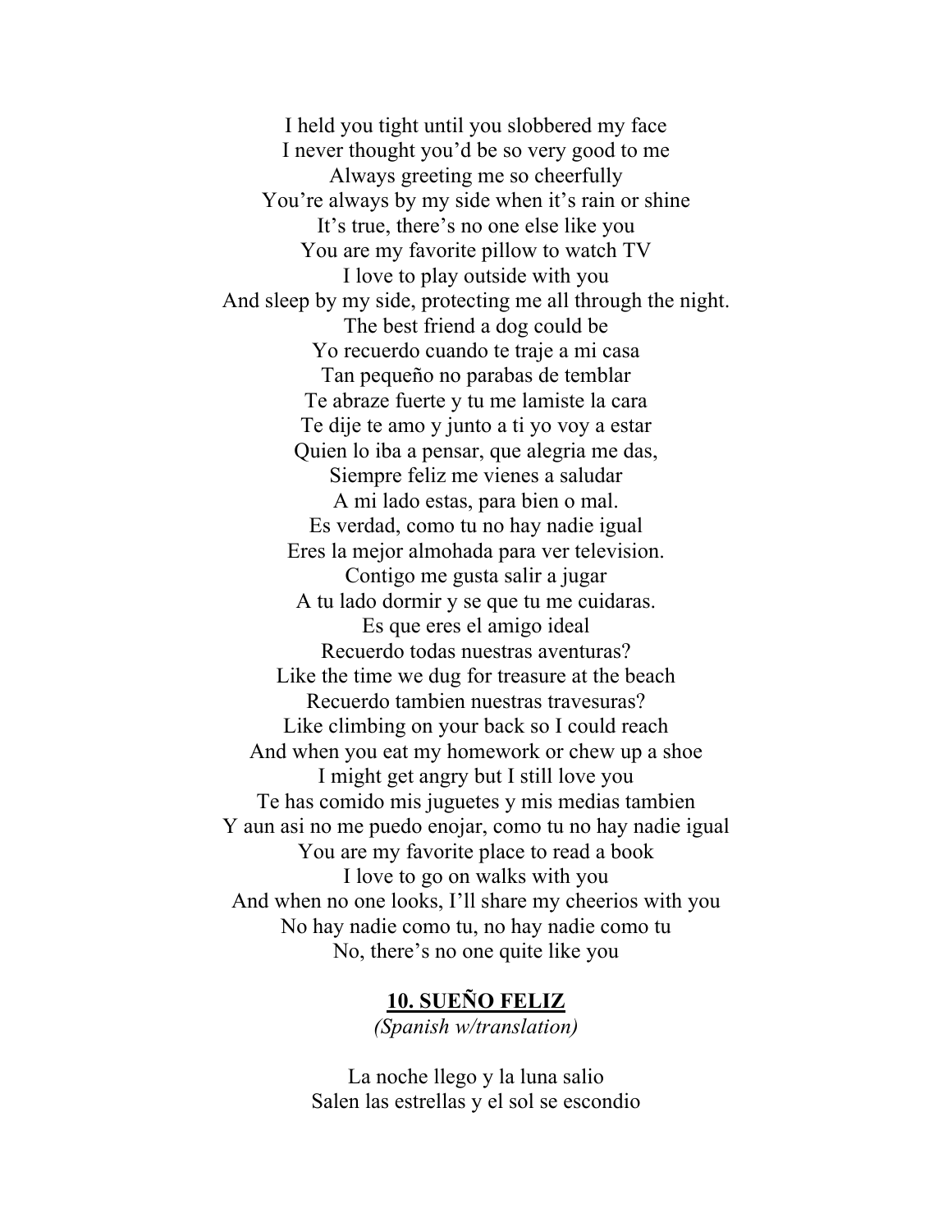I held you tight until you slobbered my face
I never thought you'd be so very good to me
Always greeting me so cheerfully
You're always by my side when it's rain or shine
It's true, there's no one else like you
You are my favorite pillow to watch TV
I love to play outside with you
And sleep by my side, protecting me all through the night.
The best friend a dog could be
Yo recuerdo cuando te traje a mi casa
Tan pequeño no parabas de temblar
Te abraze fuerte y tu me lamiste la cara
Te dije te amo y junto a ti yo voy a estar
Quien lo iba a pensar, que alegria me das,
Siempre feliz me vienes a saludar
A mi lado estas, para bien o mal.
Es verdad, como tu no hay nadie igual
Eres la mejor almohada para ver television.
Contigo me gusta salir a jugar
A tu lado dormir y se que tu me cuidaras.
Es que eres el amigo ideal
Recuerdo todas nuestras aventuras?
Like the time we dug for treasure at the beach
Recuerdo tambien nuestras travesuras?
Like climbing on your back so I could reach
And when you eat my homework or chew up a shoe
I might get angry but I still love you
Te has comido mis juguetes y mis medias tambien
Y aun asi no me puedo enojar, como tu no hay nadie igual
You are my favorite place to read a book
I love to go on walks with you
And when no one looks, I'll share my cheerios with you
No hay nadie como tu, no hay nadie como tu
No, there's no one quite like you

## 10. SUEÑO FELIZ

*(Spanish w/translation)*

La noche llego y la luna salio
Salen las estrellas y el sol se escondio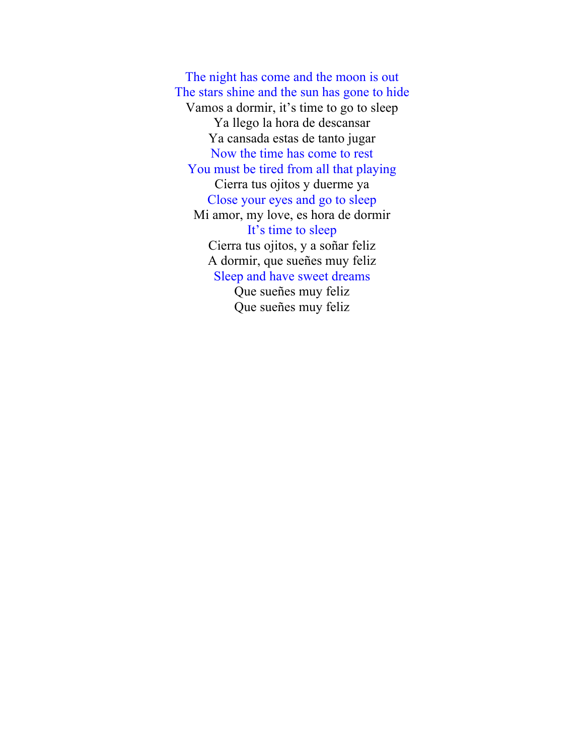The night has come and the moon is out
The stars shine and the sun has gone to hide
Vamos a dormir, it's time to go to sleep
Ya llego la hora de descansar
Ya cansada estas de tanto jugar
Now the time has come to rest
You must be tired from all that playing
Cierra tus ojitos y duerme ya
Close your eyes and go to sleep
Mi amor, my love, es hora de dormir
It's time to sleep
Cierra tus ojitos, y a soñar feliz
A dormir, que sueñes muy feliz
Sleep and have sweet dreams
Que sueñes muy feliz
Que sueñes muy feliz